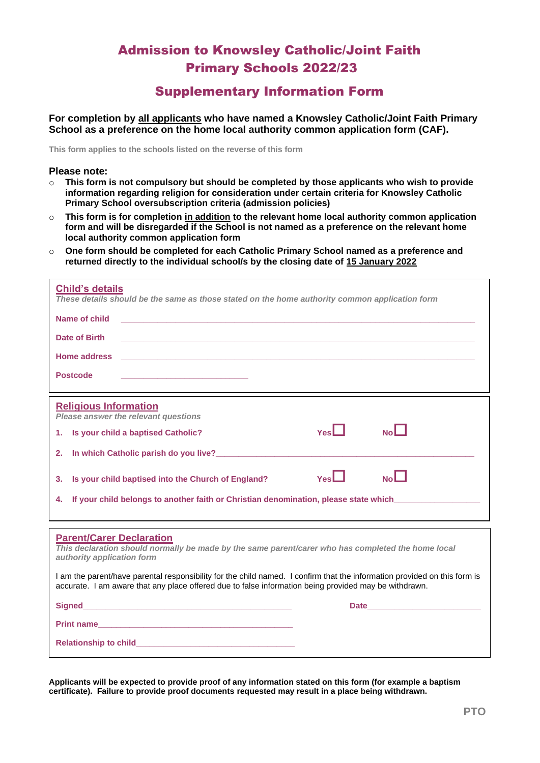# Admission to Knowsley Catholic/Joint Faith Primary Schools 2022/23

## Supplementary Information Form

**For completion by all applicants who have named a Knowsley Catholic/Joint Faith Primary School as a preference on the home local authority common application form (CAF).**

This form applies to the schools listed on the reverse of this form

**Please note:**

- **This form is not compulsory but should be completed by those applicants who wish to provide information regarding religion for consideration under certain criteria for Knowsley Catholic Primary School oversubscription criteria (admission policies)**
- **This form is for completion in addition to the relevant home local authority common application form and will be disregarded if the School is not named as a preference on the relevant home local authority common application form**
- **One form should be completed for each Catholic Primary School named as a preference and returned directly to the individual school/s by the closing date of 15 January 2022**

### Child's details

*These details should be the same as those stated on the home authority common application form*

**Name of child** ______________________________

**Date of Birth** ______________________________

**Home address** ______________________________

**Postcode** ______________________________

### Religious Information

*Please answer the relevant questions*

1. **Is your child a baptised Catholic?** Yes ☐ No ☐
2. **In which Catholic parish do you live?** ______________________________
3. **Is your child baptised into the Church of England?** Yes ☐ No ☐
4. **If your child belongs to another faith or Christian denomination, please state which** ______________________________

### Parent/Carer Declaration

*This declaration should normally be made by the same parent/carer who has completed the home local authority application form*

I am the parent/have parental responsibility for the child named. I confirm that the information provided on this form is accurate. I am aware that any place offered due to false information being provided may be withdrawn.

**Signed** ______________________________ **Date** ______________________________

**Print name** ______________________________

**Relationship to child** ______________________________

**Applicants will be expected to provide proof of any information stated on this form (for example a baptism certificate). Failure to provide proof documents requested may result in a place being withdrawn.**

**PTO**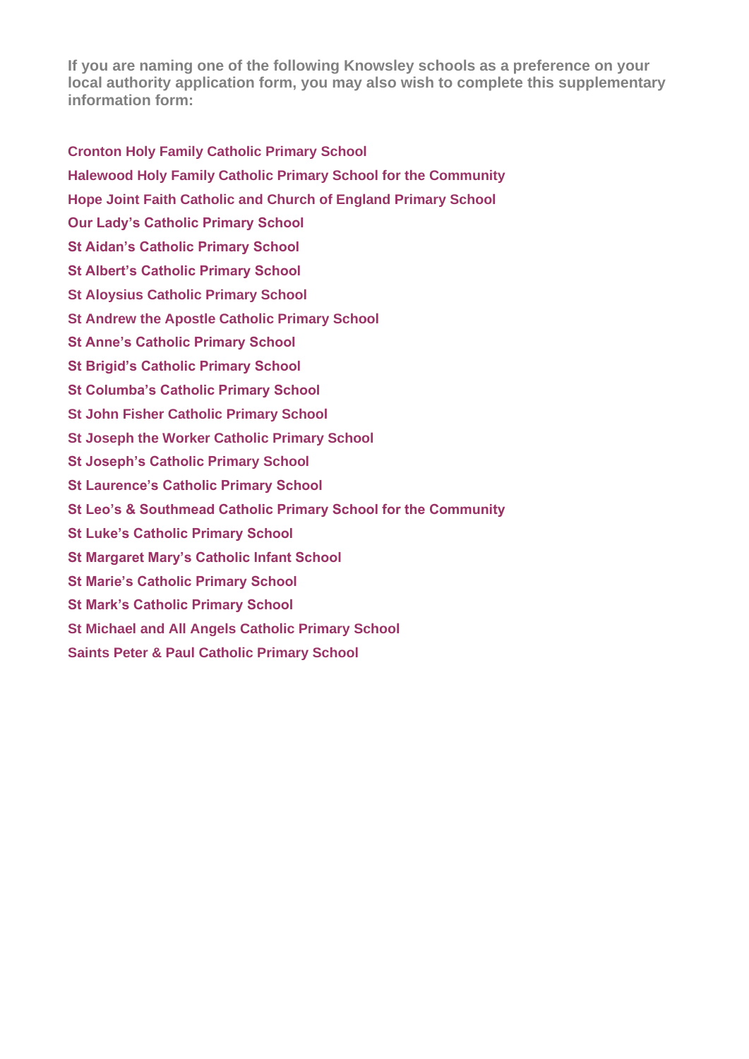**If you are naming one of the following Knowsley schools as a preference on your local authority application form, you may also wish to complete this supplementary information form:**

**Cronton Holy Family Catholic Primary School**

**Halewood Holy Family Catholic Primary School for the Community**

**Hope Joint Faith Catholic and Church of England Primary School**

**Our Lady's Catholic Primary School**

**St Aidan's Catholic Primary School**

**St Albert's Catholic Primary School**

**St Aloysius Catholic Primary School**

**St Andrew the Apostle Catholic Primary School**

**St Anne's Catholic Primary School**

**St Brigid's Catholic Primary School**

**St Columba's Catholic Primary School**

**St John Fisher Catholic Primary School**

**St Joseph the Worker Catholic Primary School**

**St Joseph's Catholic Primary School**

**St Laurence's Catholic Primary School**

**St Leo's & Southmead Catholic Primary School for the Community**

**St Luke's Catholic Primary School**

**St Margaret Mary's Catholic Infant School**

**St Marie's Catholic Primary School**

**St Mark's Catholic Primary School**

**St Michael and All Angels Catholic Primary School**

**Saints Peter & Paul Catholic Primary School**